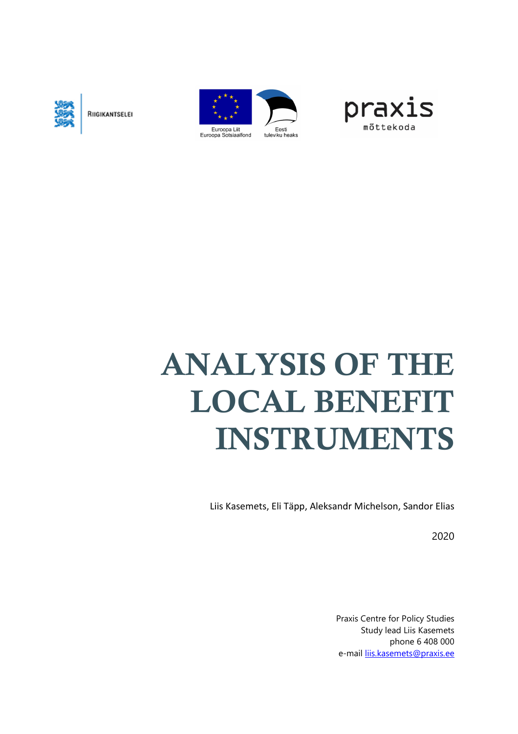RIIGIKANTSELEI

Euroopa Liit
Euroopa Sotsiaalfond

Eesti
tuleviku heaks

praxis
mõttekoda

# ANALYSIS OF THE LOCAL BENEFIT INSTRUMENTS

Liis Kasemets, Eli Täpp, Aleksandr Michelson, Sandor Elias

2020

Praxis Centre for Policy Studies
Study lead Liis Kasemets
phone 6 408 000
e-mail liis.kasemets@praxis.ee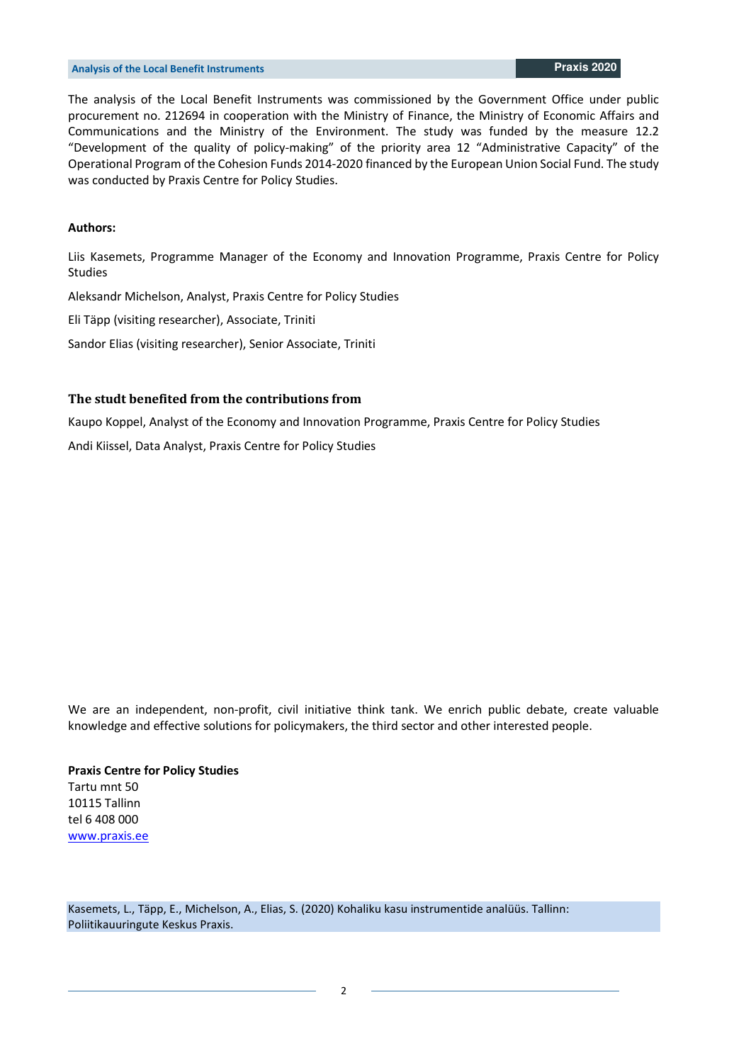The analysis of the Local Benefit Instruments was commissioned by the Government Office under public procurement no. 212694 in cooperation with the Ministry of Finance, the Ministry of Economic Affairs and Communications and the Ministry of the Environment. The study was funded by the measure 12.2 “Development of the quality of policy-making” of the priority area 12 “Administrative Capacity” of the Operational Program of the Cohesion Funds 2014-2020 financed by the European Union Social Fund. The study was conducted by Praxis Centre for Policy Studies.

**Authors:**

Liis Kasemets, Programme Manager of the Economy and Innovation Programme, Praxis Centre for Policy Studies

Aleksandr Michelson, Analyst, Praxis Centre for Policy Studies

Eli Täpp (visiting researcher), Associate, Triniti

Sandor Elias (visiting researcher), Senior Associate, Triniti

### The studt benefited from the contributions from

Kaupo Koppel, Analyst of the Economy and Innovation Programme, Praxis Centre for Policy Studies

Andi Kiissel, Data Analyst, Praxis Centre for Policy Studies

We are an independent, non-profit, civil initiative think tank. We enrich public debate, create valuable knowledge and effective solutions for policymakers, the third sector and other interested people.

**Praxis Centre for Policy Studies**
Tartu mnt 50
10115 Tallinn
tel 6 408 000
www.praxis.ee

Kasemets, L., Täpp, E., Michelson, A., Elias, S. (2020) Kohaliku kasu instrumentide analüüs. Tallinn: Poliitikauuringute Keskus Praxis.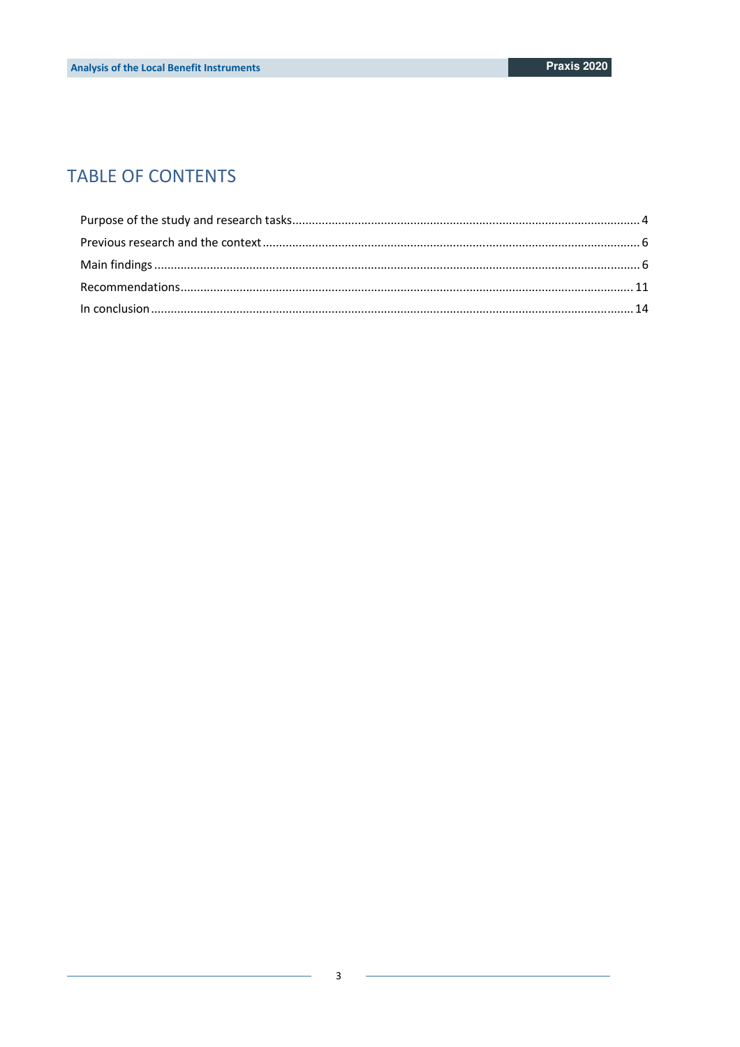# TABLE OF CONTENTS

Purpose of the study and research tasks ........................................................................................................ 4

Previous research and the context ................................................................................................................. 6

Main findings .................................................................................................................................................. 6

Recommendations......................................................................................................................................... 11

In conclusion .................................................................................................................................................. 14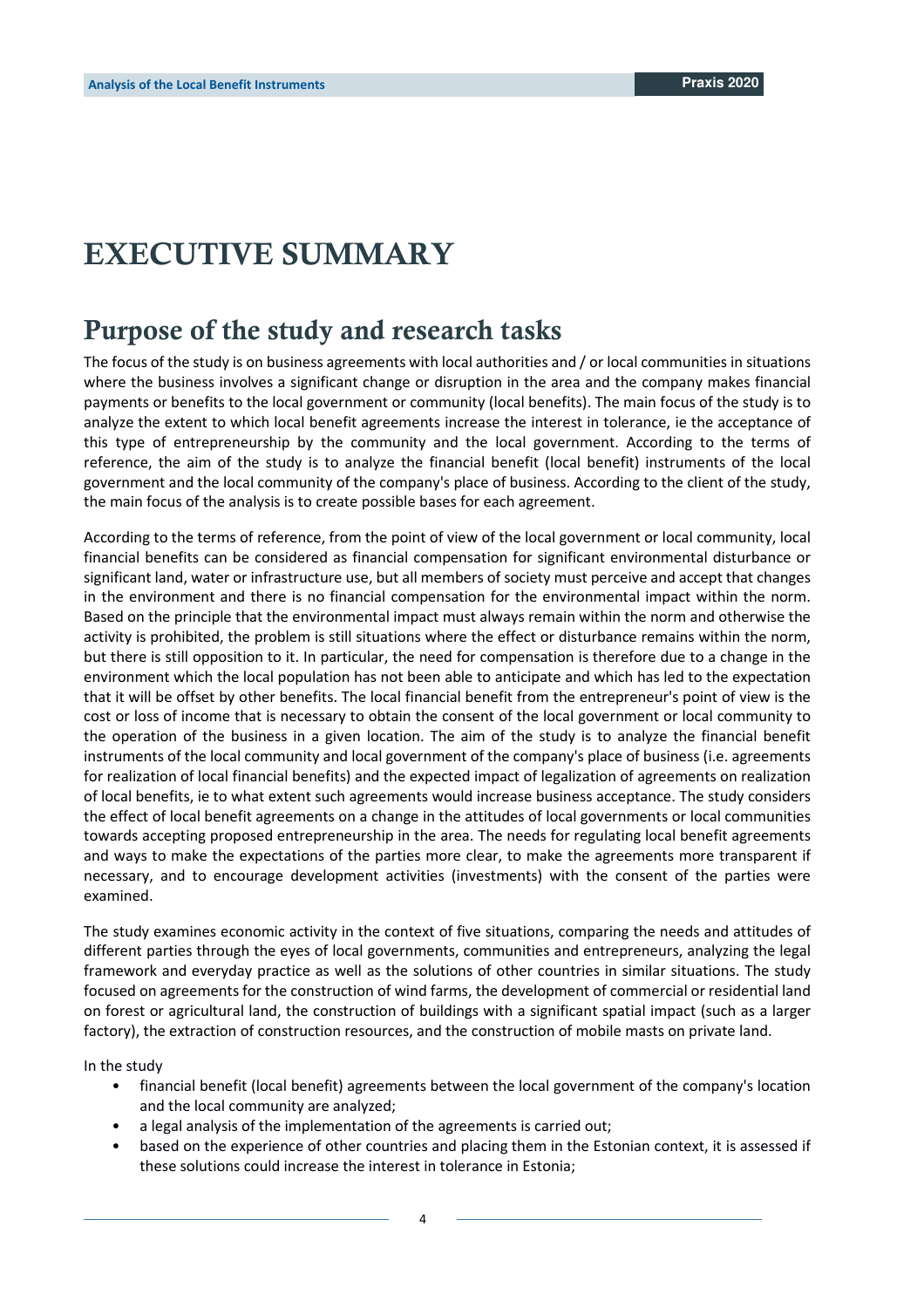# EXECUTIVE SUMMARY

## Purpose of the study and research tasks

The focus of the study is on business agreements with local authorities and / or local communities in situations where the business involves a significant change or disruption in the area and the company makes financial payments or benefits to the local government or community (local benefits). The main focus of the study is to analyze the extent to which local benefit agreements increase the interest in tolerance, ie the acceptance of this type of entrepreneurship by the community and the local government. According to the terms of reference, the aim of the study is to analyze the financial benefit (local benefit) instruments of the local government and the local community of the company's place of business. According to the client of the study, the main focus of the analysis is to create possible bases for each agreement.

According to the terms of reference, from the point of view of the local government or local community, local financial benefits can be considered as financial compensation for significant environmental disturbance or significant land, water or infrastructure use, but all members of society must perceive and accept that changes in the environment and there is no financial compensation for the environmental impact within the norm. Based on the principle that the environmental impact must always remain within the norm and otherwise the activity is prohibited, the problem is still situations where the effect or disturbance remains within the norm, but there is still opposition to it. In particular, the need for compensation is therefore due to a change in the environment which the local population has not been able to anticipate and which has led to the expectation that it will be offset by other benefits. The local financial benefit from the entrepreneur's point of view is the cost or loss of income that is necessary to obtain the consent of the local government or local community to the operation of the business in a given location. The aim of the study is to analyze the financial benefit instruments of the local community and local government of the company's place of business (i.e. agreements for realization of local financial benefits) and the expected impact of legalization of agreements on realization of local benefits, ie to what extent such agreements would increase business acceptance. The study considers the effect of local benefit agreements on a change in the attitudes of local governments or local communities towards accepting proposed entrepreneurship in the area. The needs for regulating local benefit agreements and ways to make the expectations of the parties more clear, to make the agreements more transparent if necessary, and to encourage development activities (investments) with the consent of the parties were examined.

The study examines economic activity in the context of five situations, comparing the needs and attitudes of different parties through the eyes of local governments, communities and entrepreneurs, analyzing the legal framework and everyday practice as well as the solutions of other countries in similar situations. The study focused on agreements for the construction of wind farms, the development of commercial or residential land on forest or agricultural land, the construction of buildings with a significant spatial impact (such as a larger factory), the extraction of construction resources, and the construction of mobile masts on private land.

In the study

- financial benefit (local benefit) agreements between the local government of the company's location and the local community are analyzed;
- a legal analysis of the implementation of the agreements is carried out;
- based on the experience of other countries and placing them in the Estonian context, it is assessed if these solutions could increase the interest in tolerance in Estonia;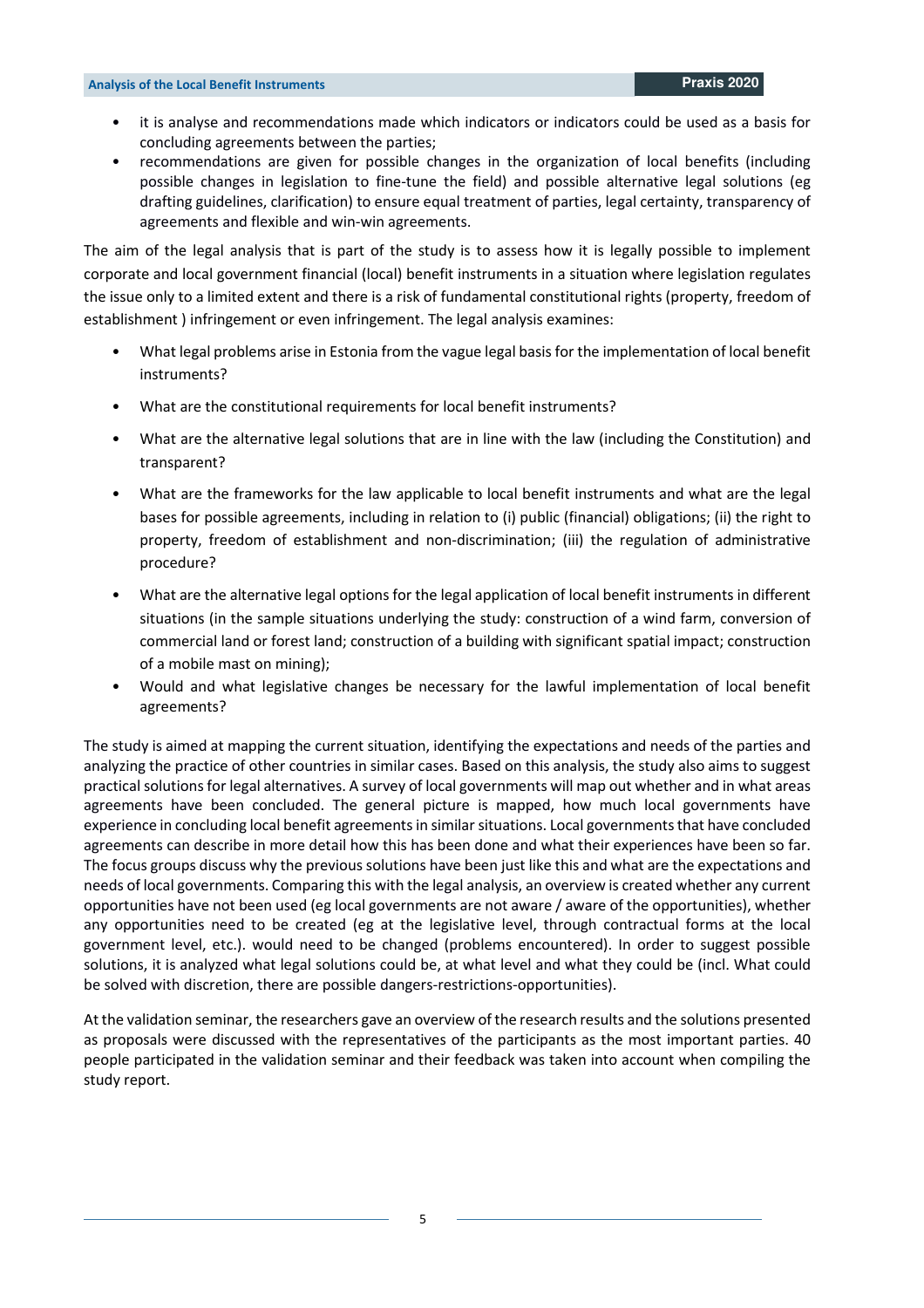- it is analyse and recommendations made which indicators or indicators could be used as a basis for concluding agreements between the parties;
- recommendations are given for possible changes in the organization of local benefits (including possible changes in legislation to fine-tune the field) and possible alternative legal solutions (eg drafting guidelines, clarification) to ensure equal treatment of parties, legal certainty, transparency of agreements and flexible and win-win agreements.

The aim of the legal analysis that is part of the study is to assess how it is legally possible to implement corporate and local government financial (local) benefit instruments in a situation where legislation regulates the issue only to a limited extent and there is a risk of fundamental constitutional rights (property, freedom of establishment ) infringement or even infringement. The legal analysis examines:

- What legal problems arise in Estonia from the vague legal basis for the implementation of local benefit instruments?
- What are the constitutional requirements for local benefit instruments?
- What are the alternative legal solutions that are in line with the law (including the Constitution) and transparent?
- What are the frameworks for the law applicable to local benefit instruments and what are the legal bases for possible agreements, including in relation to (i) public (financial) obligations; (ii) the right to property, freedom of establishment and non-discrimination; (iii) the regulation of administrative procedure?
- What are the alternative legal options for the legal application of local benefit instruments in different situations (in the sample situations underlying the study: construction of a wind farm, conversion of commercial land or forest land; construction of a building with significant spatial impact; construction of a mobile mast on mining);
- Would and what legislative changes be necessary for the lawful implementation of local benefit agreements?

The study is aimed at mapping the current situation, identifying the expectations and needs of the parties and analyzing the practice of other countries in similar cases. Based on this analysis, the study also aims to suggest practical solutions for legal alternatives. A survey of local governments will map out whether and in what areas agreements have been concluded. The general picture is mapped, how much local governments have experience in concluding local benefit agreements in similar situations. Local governments that have concluded agreements can describe in more detail how this has been done and what their experiences have been so far. The focus groups discuss why the previous solutions have been just like this and what are the expectations and needs of local governments. Comparing this with the legal analysis, an overview is created whether any current opportunities have not been used (eg local governments are not aware / aware of the opportunities), whether any opportunities need to be created (eg at the legislative level, through contractual forms at the local government level, etc.). would need to be changed (problems encountered). In order to suggest possible solutions, it is analyzed what legal solutions could be, at what level and what they could be (incl. What could be solved with discretion, there are possible dangers-restrictions-opportunities).

At the validation seminar, the researchers gave an overview of the research results and the solutions presented as proposals were discussed with the representatives of the participants as the most important parties. 40 people participated in the validation seminar and their feedback was taken into account when compiling the study report.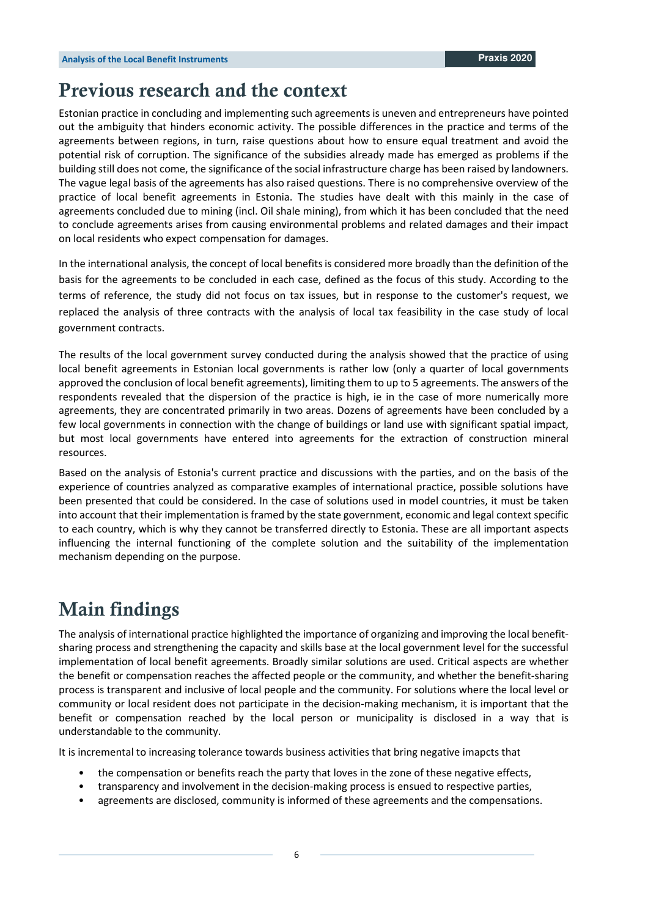## Previous research and the context

Estonian practice in concluding and implementing such agreements is uneven and entrepreneurs have pointed out the ambiguity that hinders economic activity. The possible differences in the practice and terms of the agreements between regions, in turn, raise questions about how to ensure equal treatment and avoid the potential risk of corruption. The significance of the subsidies already made has emerged as problems if the building still does not come, the significance of the social infrastructure charge has been raised by landowners. The vague legal basis of the agreements has also raised questions. There is no comprehensive overview of the practice of local benefit agreements in Estonia. The studies have dealt with this mainly in the case of agreements concluded due to mining (incl. Oil shale mining), from which it has been concluded that the need to conclude agreements arises from causing environmental problems and related damages and their impact on local residents who expect compensation for damages.

In the international analysis, the concept of local benefits is considered more broadly than the definition of the basis for the agreements to be concluded in each case, defined as the focus of this study. According to the terms of reference, the study did not focus on tax issues, but in response to the customer's request, we replaced the analysis of three contracts with the analysis of local tax feasibility in the case study of local government contracts.

The results of the local government survey conducted during the analysis showed that the practice of using local benefit agreements in Estonian local governments is rather low (only a quarter of local governments approved the conclusion of local benefit agreements), limiting them to up to 5 agreements. The answers of the respondents revealed that the dispersion of the practice is high, ie in the case of more numerically more agreements, they are concentrated primarily in two areas. Dozens of agreements have been concluded by a few local governments in connection with the change of buildings or land use with significant spatial impact, but most local governments have entered into agreements for the extraction of construction mineral resources.

Based on the analysis of Estonia's current practice and discussions with the parties, and on the basis of the experience of countries analyzed as comparative examples of international practice, possible solutions have been presented that could be considered. In the case of solutions used in model countries, it must be taken into account that their implementation is framed by the state government, economic and legal context specific to each country, which is why they cannot be transferred directly to Estonia. These are all important aspects influencing the internal functioning of the complete solution and the suitability of the implementation mechanism depending on the purpose.

## Main findings

The analysis of international practice highlighted the importance of organizing and improving the local benefit-sharing process and strengthening the capacity and skills base at the local government level for the successful implementation of local benefit agreements. Broadly similar solutions are used. Critical aspects are whether the benefit or compensation reaches the affected people or the community, and whether the benefit-sharing process is transparent and inclusive of local people and the community. For solutions where the local level or community or local resident does not participate in the decision-making mechanism, it is important that the benefit or compensation reached by the local person or municipality is disclosed in a way that is understandable to the community.

It is incremental to increasing tolerance towards business activities that bring negative imapcts that

- the compensation or benefits reach the party that loves in the zone of these negative effects,
- transparency and involvement in the decision-making process is ensued to respective parties,
- agreements are disclosed, community is informed of these agreements and the compensations.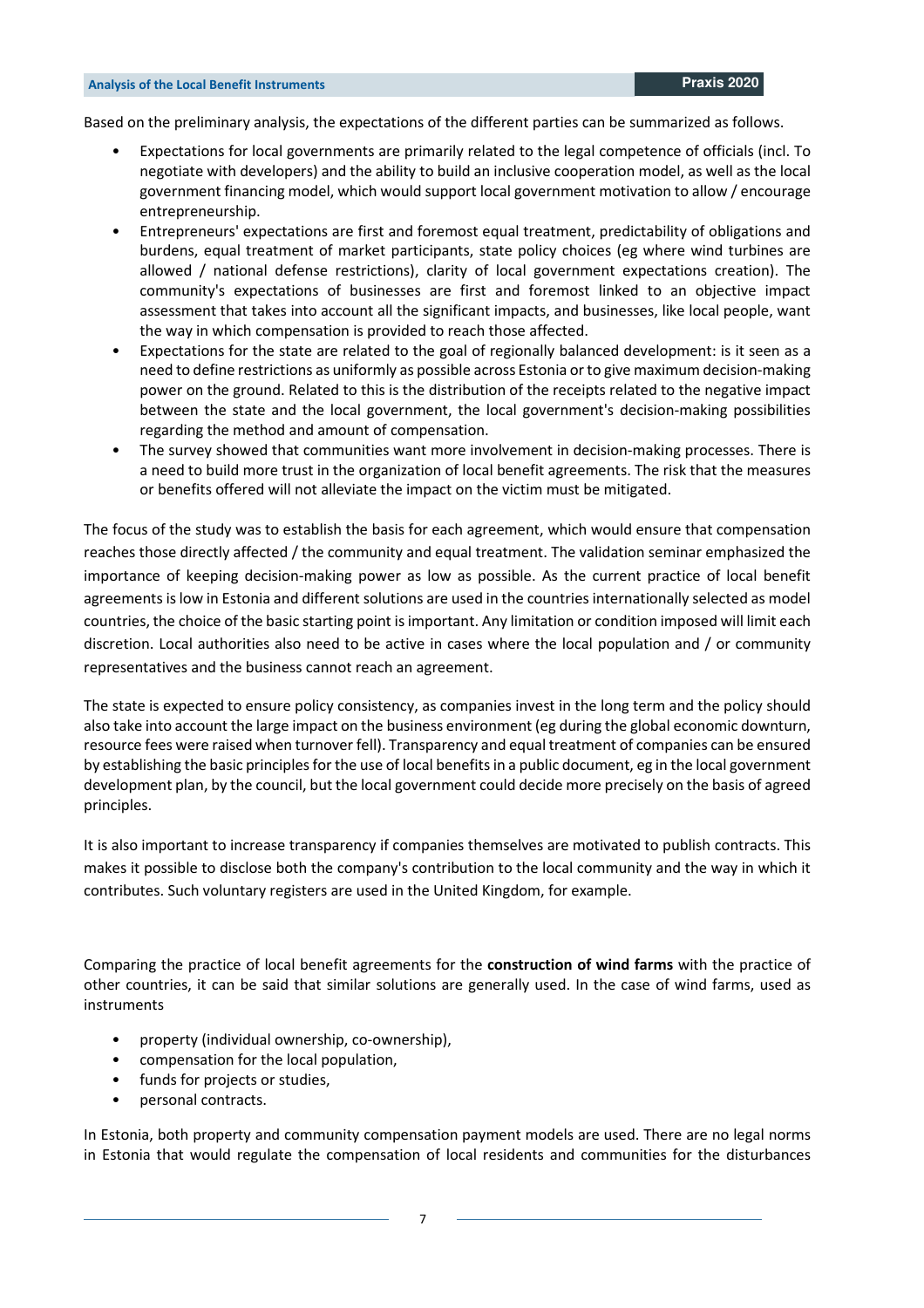Based on the preliminary analysis, the expectations of the different parties can be summarized as follows.

- Expectations for local governments are primarily related to the legal competence of officials (incl. To negotiate with developers) and the ability to build an inclusive cooperation model, as well as the local government financing model, which would support local government motivation to allow / encourage entrepreneurship.
- Entrepreneurs' expectations are first and foremost equal treatment, predictability of obligations and burdens, equal treatment of market participants, state policy choices (eg where wind turbines are allowed / national defense restrictions), clarity of local government expectations creation). The community's expectations of businesses are first and foremost linked to an objective impact assessment that takes into account all the significant impacts, and businesses, like local people, want the way in which compensation is provided to reach those affected.
- Expectations for the state are related to the goal of regionally balanced development: is it seen as a need to define restrictions as uniformly as possible across Estonia or to give maximum decision-making power on the ground. Related to this is the distribution of the receipts related to the negative impact between the state and the local government, the local government's decision-making possibilities regarding the method and amount of compensation.
- The survey showed that communities want more involvement in decision-making processes. There is a need to build more trust in the organization of local benefit agreements. The risk that the measures or benefits offered will not alleviate the impact on the victim must be mitigated.

The focus of the study was to establish the basis for each agreement, which would ensure that compensation reaches those directly affected / the community and equal treatment. The validation seminar emphasized the importance of keeping decision-making power as low as possible. As the current practice of local benefit agreements is low in Estonia and different solutions are used in the countries internationally selected as model countries, the choice of the basic starting point is important. Any limitation or condition imposed will limit each discretion. Local authorities also need to be active in cases where the local population and / or community representatives and the business cannot reach an agreement.

The state is expected to ensure policy consistency, as companies invest in the long term and the policy should also take into account the large impact on the business environment (eg during the global economic downturn, resource fees were raised when turnover fell). Transparency and equal treatment of companies can be ensured by establishing the basic principles for the use of local benefits in a public document, eg in the local government development plan, by the council, but the local government could decide more precisely on the basis of agreed principles.

It is also important to increase transparency if companies themselves are motivated to publish contracts. This makes it possible to disclose both the company's contribution to the local community and the way in which it contributes. Such voluntary registers are used in the United Kingdom, for example.

Comparing the practice of local benefit agreements for the **construction of wind farms** with the practice of other countries, it can be said that similar solutions are generally used. In the case of wind farms, used as instruments

- property (individual ownership, co-ownership),
- compensation for the local population,
- funds for projects or studies,
- personal contracts.

In Estonia, both property and community compensation payment models are used. There are no legal norms in Estonia that would regulate the compensation of local residents and communities for the disturbances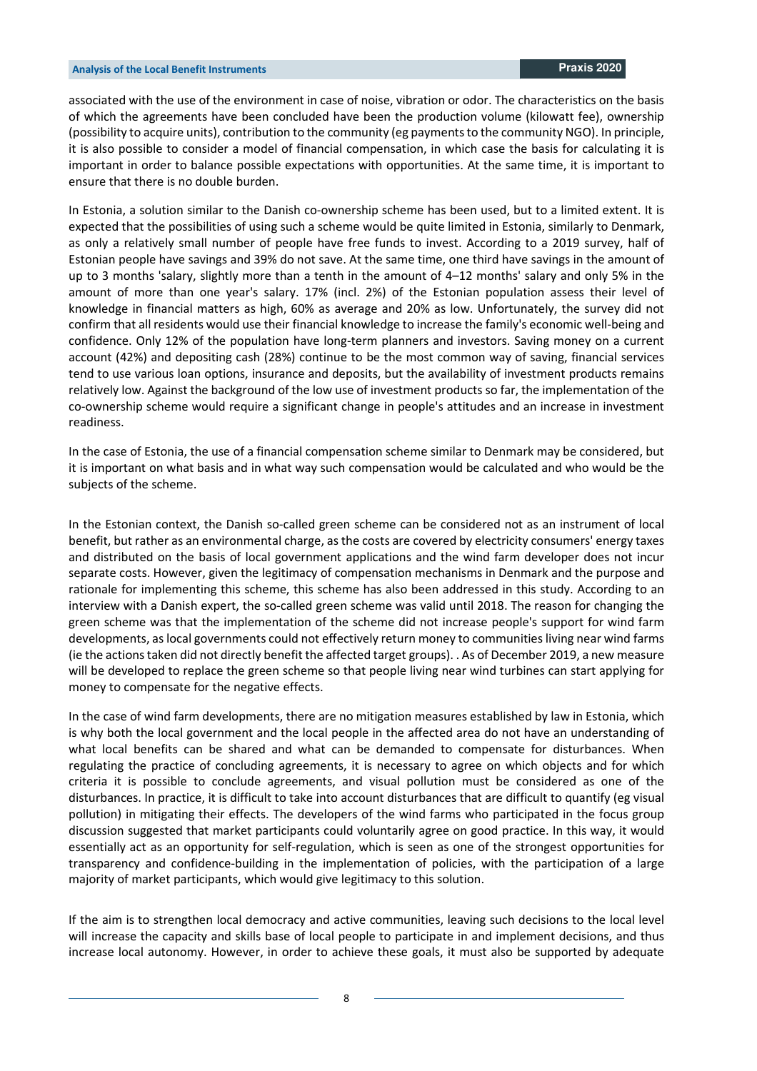associated with the use of the environment in case of noise, vibration or odor. The characteristics on the basis of which the agreements have been concluded have been the production volume (kilowatt fee), ownership (possibility to acquire units), contribution to the community (eg payments to the community NGO). In principle, it is also possible to consider a model of financial compensation, in which case the basis for calculating it is important in order to balance possible expectations with opportunities. At the same time, it is important to ensure that there is no double burden.

In Estonia, a solution similar to the Danish co-ownership scheme has been used, but to a limited extent. It is expected that the possibilities of using such a scheme would be quite limited in Estonia, similarly to Denmark, as only a relatively small number of people have free funds to invest. According to a 2019 survey, half of Estonian people have savings and 39% do not save. At the same time, one third have savings in the amount of up to 3 months 'salary, slightly more than a tenth in the amount of 4–12 months' salary and only 5% in the amount of more than one year's salary. 17% (incl. 2%) of the Estonian population assess their level of knowledge in financial matters as high, 60% as average and 20% as low. Unfortunately, the survey did not confirm that all residents would use their financial knowledge to increase the family's economic well-being and confidence. Only 12% of the population have long-term planners and investors. Saving money on a current account (42%) and depositing cash (28%) continue to be the most common way of saving, financial services tend to use various loan options, insurance and deposits, but the availability of investment products remains relatively low. Against the background of the low use of investment products so far, the implementation of the co-ownership scheme would require a significant change in people's attitudes and an increase in investment readiness.

In the case of Estonia, the use of a financial compensation scheme similar to Denmark may be considered, but it is important on what basis and in what way such compensation would be calculated and who would be the subjects of the scheme.

In the Estonian context, the Danish so-called green scheme can be considered not as an instrument of local benefit, but rather as an environmental charge, as the costs are covered by electricity consumers' energy taxes and distributed on the basis of local government applications and the wind farm developer does not incur separate costs. However, given the legitimacy of compensation mechanisms in Denmark and the purpose and rationale for implementing this scheme, this scheme has also been addressed in this study. According to an interview with a Danish expert, the so-called green scheme was valid until 2018. The reason for changing the green scheme was that the implementation of the scheme did not increase people's support for wind farm developments, as local governments could not effectively return money to communities living near wind farms (ie the actions taken did not directly benefit the affected target groups). . As of December 2019, a new measure will be developed to replace the green scheme so that people living near wind turbines can start applying for money to compensate for the negative effects.

In the case of wind farm developments, there are no mitigation measures established by law in Estonia, which is why both the local government and the local people in the affected area do not have an understanding of what local benefits can be shared and what can be demanded to compensate for disturbances. When regulating the practice of concluding agreements, it is necessary to agree on which objects and for which criteria it is possible to conclude agreements, and visual pollution must be considered as one of the disturbances. In practice, it is difficult to take into account disturbances that are difficult to quantify (eg visual pollution) in mitigating their effects. The developers of the wind farms who participated in the focus group discussion suggested that market participants could voluntarily agree on good practice. In this way, it would essentially act as an opportunity for self-regulation, which is seen as one of the strongest opportunities for transparency and confidence-building in the implementation of policies, with the participation of a large majority of market participants, which would give legitimacy to this solution.

If the aim is to strengthen local democracy and active communities, leaving such decisions to the local level will increase the capacity and skills base of local people to participate in and implement decisions, and thus increase local autonomy. However, in order to achieve these goals, it must also be supported by adequate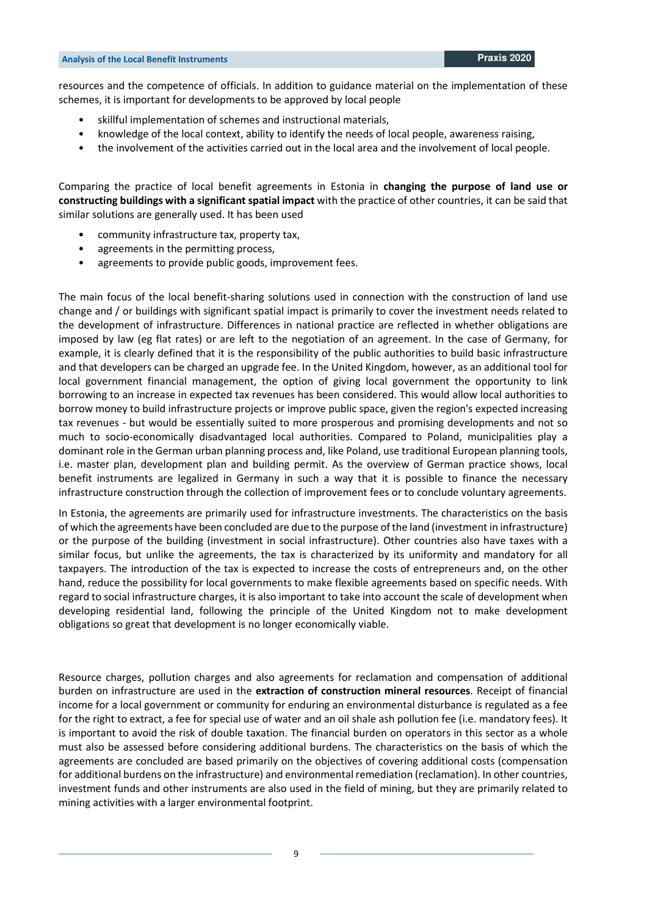resources and the competence of officials. In addition to guidance material on the implementation of these schemes, it is important for developments to be approved by local people

- skillful implementation of schemes and instructional materials,
- knowledge of the local context, ability to identify the needs of local people, awareness raising,
- the involvement of the activities carried out in the local area and the involvement of local people.

Comparing the practice of local benefit agreements in Estonia in **changing the purpose of land use or constructing buildings with a significant spatial impact** with the practice of other countries, it can be said that similar solutions are generally used. It has been used

- community infrastructure tax, property tax,
- agreements in the permitting process,
- agreements to provide public goods, improvement fees.

The main focus of the local benefit-sharing solutions used in connection with the construction of land use change and / or buildings with significant spatial impact is primarily to cover the investment needs related to the development of infrastructure. Differences in national practice are reflected in whether obligations are imposed by law (eg flat rates) or are left to the negotiation of an agreement. In the case of Germany, for example, it is clearly defined that it is the responsibility of the public authorities to build basic infrastructure and that developers can be charged an upgrade fee. In the United Kingdom, however, as an additional tool for local government financial management, the option of giving local government the opportunity to link borrowing to an increase in expected tax revenues has been considered. This would allow local authorities to borrow money to build infrastructure projects or improve public space, given the region's expected increasing tax revenues - but would be essentially suited to more prosperous and promising developments and not so much to socio-economically disadvantaged local authorities. Compared to Poland, municipalities play a dominant role in the German urban planning process and, like Poland, use traditional European planning tools, i.e. master plan, development plan and building permit. As the overview of German practice shows, local benefit instruments are legalized in Germany in such a way that it is possible to finance the necessary infrastructure construction through the collection of improvement fees or to conclude voluntary agreements.

In Estonia, the agreements are primarily used for infrastructure investments. The characteristics on the basis of which the agreements have been concluded are due to the purpose of the land (investment in infrastructure) or the purpose of the building (investment in social infrastructure). Other countries also have taxes with a similar focus, but unlike the agreements, the tax is characterized by its uniformity and mandatory for all taxpayers. The introduction of the tax is expected to increase the costs of entrepreneurs and, on the other hand, reduce the possibility for local governments to make flexible agreements based on specific needs. With regard to social infrastructure charges, it is also important to take into account the scale of development when developing residential land, following the principle of the United Kingdom not to make development obligations so great that development is no longer economically viable.

Resource charges, pollution charges and also agreements for reclamation and compensation of additional burden on infrastructure are used in the **extraction of construction mineral resources**. Receipt of financial income for a local government or community for enduring an environmental disturbance is regulated as a fee for the right to extract, a fee for special use of water and an oil shale ash pollution fee (i.e. mandatory fees). It is important to avoid the risk of double taxation. The financial burden on operators in this sector as a whole must also be assessed before considering additional burdens. The characteristics on the basis of which the agreements are concluded are based primarily on the objectives of covering additional costs (compensation for additional burdens on the infrastructure) and environmental remediation (reclamation). In other countries, investment funds and other instruments are also used in the field of mining, but they are primarily related to mining activities with a larger environmental footprint.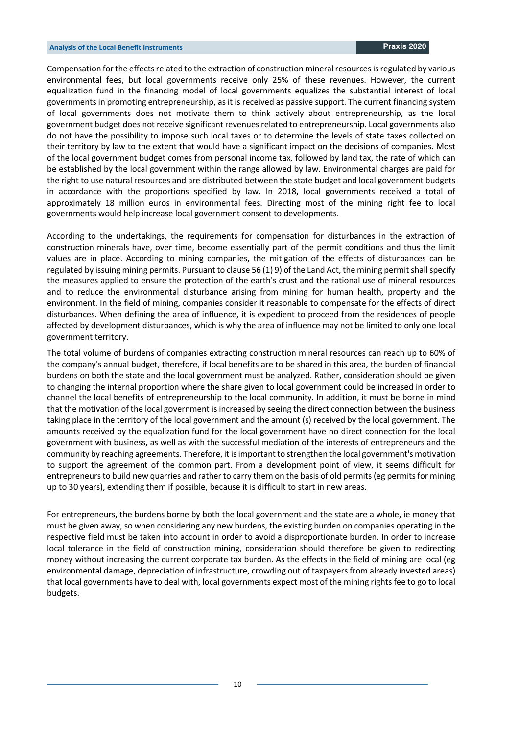Compensation for the effects related to the extraction of construction mineral resources is regulated by various environmental fees, but local governments receive only 25% of these revenues. However, the current equalization fund in the financing model of local governments equalizes the substantial interest of local governments in promoting entrepreneurship, as it is received as passive support. The current financing system of local governments does not motivate them to think actively about entrepreneurship, as the local government budget does not receive significant revenues related to entrepreneurship. Local governments also do not have the possibility to impose such local taxes or to determine the levels of state taxes collected on their territory by law to the extent that would have a significant impact on the decisions of companies. Most of the local government budget comes from personal income tax, followed by land tax, the rate of which can be established by the local government within the range allowed by law. Environmental charges are paid for the right to use natural resources and are distributed between the state budget and local government budgets in accordance with the proportions specified by law. In 2018, local governments received a total of approximately 18 million euros in environmental fees. Directing most of the mining right fee to local governments would help increase local government consent to developments.

According to the undertakings, the requirements for compensation for disturbances in the extraction of construction minerals have, over time, become essentially part of the permit conditions and thus the limit values are in place. According to mining companies, the mitigation of the effects of disturbances can be regulated by issuing mining permits. Pursuant to clause 56 (1) 9) of the Land Act, the mining permit shall specify the measures applied to ensure the protection of the earth's crust and the rational use of mineral resources and to reduce the environmental disturbance arising from mining for human health, property and the environment. In the field of mining, companies consider it reasonable to compensate for the effects of direct disturbances. When defining the area of influence, it is expedient to proceed from the residences of people affected by development disturbances, which is why the area of influence may not be limited to only one local government territory.

The total volume of burdens of companies extracting construction mineral resources can reach up to 60% of the company's annual budget, therefore, if local benefits are to be shared in this area, the burden of financial burdens on both the state and the local government must be analyzed. Rather, consideration should be given to changing the internal proportion where the share given to local government could be increased in order to channel the local benefits of entrepreneurship to the local community. In addition, it must be borne in mind that the motivation of the local government is increased by seeing the direct connection between the business taking place in the territory of the local government and the amount (s) received by the local government. The amounts received by the equalization fund for the local government have no direct connection for the local government with business, as well as with the successful mediation of the interests of entrepreneurs and the community by reaching agreements. Therefore, it is important to strengthen the local government's motivation to support the agreement of the common part. From a development point of view, it seems difficult for entrepreneurs to build new quarries and rather to carry them on the basis of old permits (eg permits for mining up to 30 years), extending them if possible, because it is difficult to start in new areas.

For entrepreneurs, the burdens borne by both the local government and the state are a whole, ie money that must be given away, so when considering any new burdens, the existing burden on companies operating in the respective field must be taken into account in order to avoid a disproportionate burden. In order to increase local tolerance in the field of construction mining, consideration should therefore be given to redirecting money without increasing the current corporate tax burden. As the effects in the field of mining are local (eg environmental damage, depreciation of infrastructure, crowding out of taxpayers from already invested areas) that local governments have to deal with, local governments expect most of the mining rights fee to go to local budgets.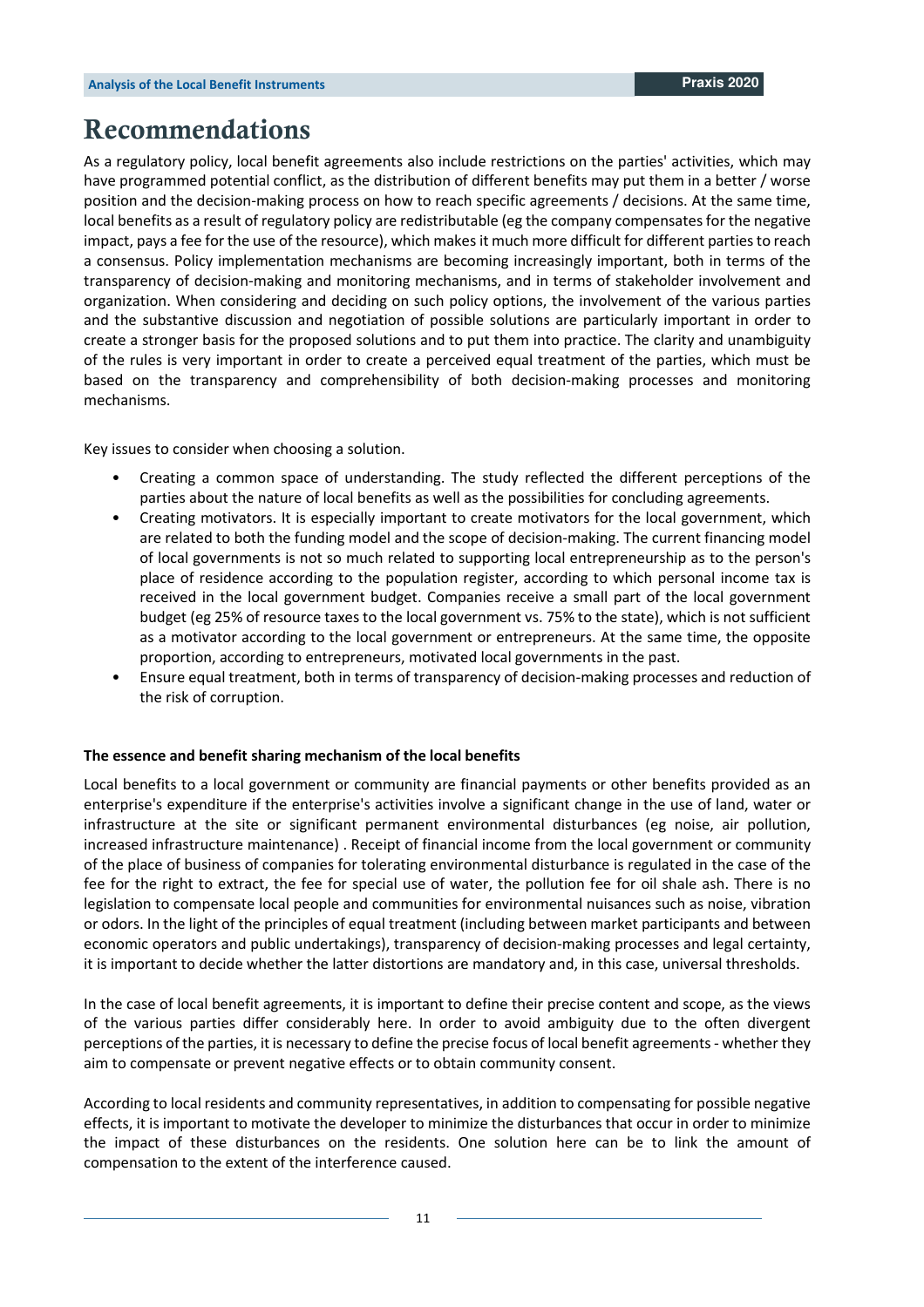# Recommendations

As a regulatory policy, local benefit agreements also include restrictions on the parties' activities, which may have programmed potential conflict, as the distribution of different benefits may put them in a better / worse position and the decision-making process on how to reach specific agreements / decisions. At the same time, local benefits as a result of regulatory policy are redistributable (eg the company compensates for the negative impact, pays a fee for the use of the resource), which makes it much more difficult for different parties to reach a consensus. Policy implementation mechanisms are becoming increasingly important, both in terms of the transparency of decision-making and monitoring mechanisms, and in terms of stakeholder involvement and organization. When considering and deciding on such policy options, the involvement of the various parties and the substantive discussion and negotiation of possible solutions are particularly important in order to create a stronger basis for the proposed solutions and to put them into practice. The clarity and unambiguity of the rules is very important in order to create a perceived equal treatment of the parties, which must be based on the transparency and comprehensibility of both decision-making processes and monitoring mechanisms.

Key issues to consider when choosing a solution.

- Creating a common space of understanding. The study reflected the different perceptions of the parties about the nature of local benefits as well as the possibilities for concluding agreements.
- Creating motivators. It is especially important to create motivators for the local government, which are related to both the funding model and the scope of decision-making. The current financing model of local governments is not so much related to supporting local entrepreneurship as to the person's place of residence according to the population register, according to which personal income tax is received in the local government budget. Companies receive a small part of the local government budget (eg 25% of resource taxes to the local government vs. 75% to the state), which is not sufficient as a motivator according to the local government or entrepreneurs. At the same time, the opposite proportion, according to entrepreneurs, motivated local governments in the past.
- Ensure equal treatment, both in terms of transparency of decision-making processes and reduction of the risk of corruption.

**The essence and benefit sharing mechanism of the local benefits**

Local benefits to a local government or community are financial payments or other benefits provided as an enterprise's expenditure if the enterprise's activities involve a significant change in the use of land, water or infrastructure at the site or significant permanent environmental disturbances (eg noise, air pollution, increased infrastructure maintenance) . Receipt of financial income from the local government or community of the place of business of companies for tolerating environmental disturbance is regulated in the case of the fee for the right to extract, the fee for special use of water, the pollution fee for oil shale ash. There is no legislation to compensate local people and communities for environmental nuisances such as noise, vibration or odors. In the light of the principles of equal treatment (including between market participants and between economic operators and public undertakings), transparency of decision-making processes and legal certainty, it is important to decide whether the latter distortions are mandatory and, in this case, universal thresholds.

In the case of local benefit agreements, it is important to define their precise content and scope, as the views of the various parties differ considerably here. In order to avoid ambiguity due to the often divergent perceptions of the parties, it is necessary to define the precise focus of local benefit agreements - whether they aim to compensate or prevent negative effects or to obtain community consent.

According to local residents and community representatives, in addition to compensating for possible negative effects, it is important to motivate the developer to minimize the disturbances that occur in order to minimize the impact of these disturbances on the residents. One solution here can be to link the amount of compensation to the extent of the interference caused.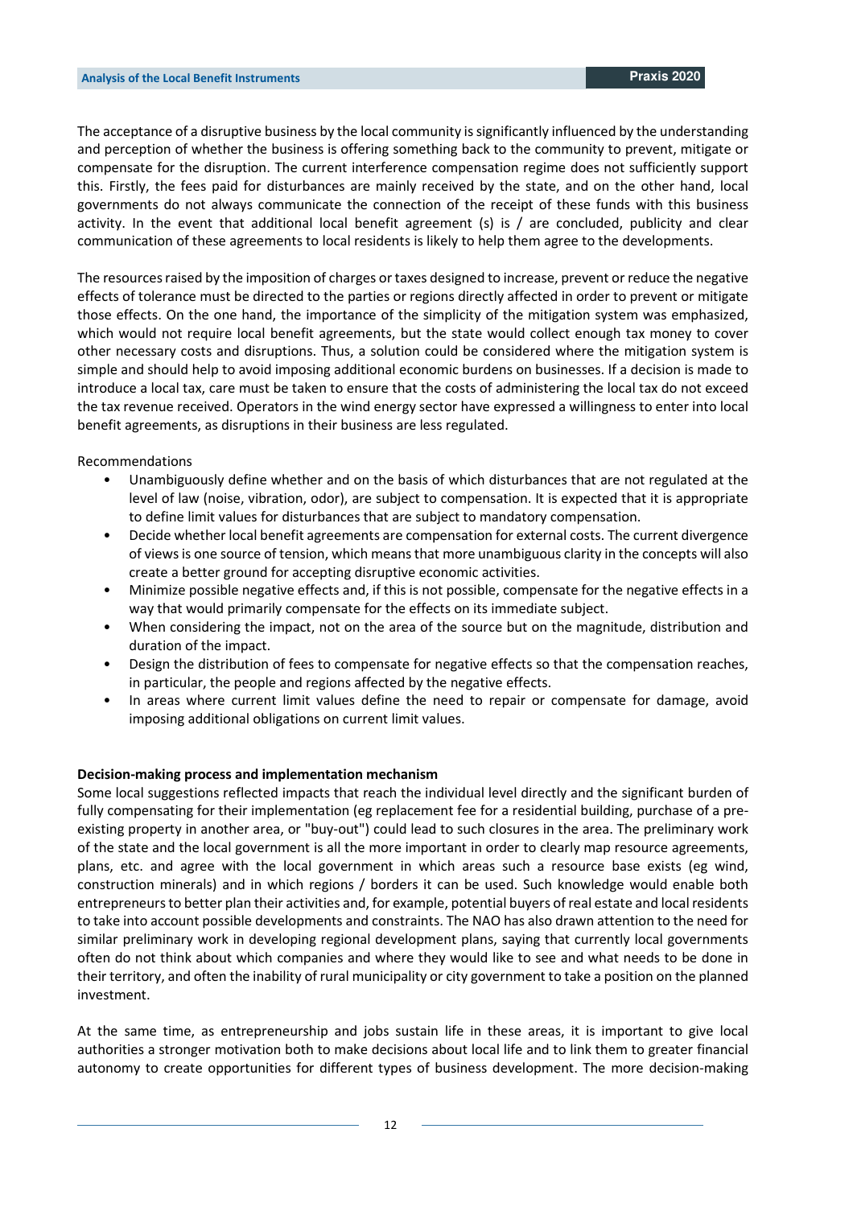The acceptance of a disruptive business by the local community is significantly influenced by the understanding and perception of whether the business is offering something back to the community to prevent, mitigate or compensate for the disruption. The current interference compensation regime does not sufficiently support this. Firstly, the fees paid for disturbances are mainly received by the state, and on the other hand, local governments do not always communicate the connection of the receipt of these funds with this business activity. In the event that additional local benefit agreement (s) is / are concluded, publicity and clear communication of these agreements to local residents is likely to help them agree to the developments.

The resources raised by the imposition of charges or taxes designed to increase, prevent or reduce the negative effects of tolerance must be directed to the parties or regions directly affected in order to prevent or mitigate those effects. On the one hand, the importance of the simplicity of the mitigation system was emphasized, which would not require local benefit agreements, but the state would collect enough tax money to cover other necessary costs and disruptions. Thus, a solution could be considered where the mitigation system is simple and should help to avoid imposing additional economic burdens on businesses. If a decision is made to introduce a local tax, care must be taken to ensure that the costs of administering the local tax do not exceed the tax revenue received. Operators in the wind energy sector have expressed a willingness to enter into local benefit agreements, as disruptions in their business are less regulated.

Recommendations

- Unambiguously define whether and on the basis of which disturbances that are not regulated at the level of law (noise, vibration, odor), are subject to compensation. It is expected that it is appropriate to define limit values for disturbances that are subject to mandatory compensation.
- Decide whether local benefit agreements are compensation for external costs. The current divergence of views is one source of tension, which means that more unambiguous clarity in the concepts will also create a better ground for accepting disruptive economic activities.
- Minimize possible negative effects and, if this is not possible, compensate for the negative effects in a way that would primarily compensate for the effects on its immediate subject.
- When considering the impact, not on the area of the source but on the magnitude, distribution and duration of the impact.
- Design the distribution of fees to compensate for negative effects so that the compensation reaches, in particular, the people and regions affected by the negative effects.
- In areas where current limit values define the need to repair or compensate for damage, avoid imposing additional obligations on current limit values.

**Decision-making process and implementation mechanism**

Some local suggestions reflected impacts that reach the individual level directly and the significant burden of fully compensating for their implementation (eg replacement fee for a residential building, purchase of a pre-existing property in another area, or "buy-out") could lead to such closures in the area. The preliminary work of the state and the local government is all the more important in order to clearly map resource agreements, plans, etc. and agree with the local government in which areas such a resource base exists (eg wind, construction minerals) and in which regions / borders it can be used. Such knowledge would enable both entrepreneurs to better plan their activities and, for example, potential buyers of real estate and local residents to take into account possible developments and constraints. The NAO has also drawn attention to the need for similar preliminary work in developing regional development plans, saying that currently local governments often do not think about which companies and where they would like to see and what needs to be done in their territory, and often the inability of rural municipality or city government to take a position on the planned investment.

At the same time, as entrepreneurship and jobs sustain life in these areas, it is important to give local authorities a stronger motivation both to make decisions about local life and to link them to greater financial autonomy to create opportunities for different types of business development. The more decision-making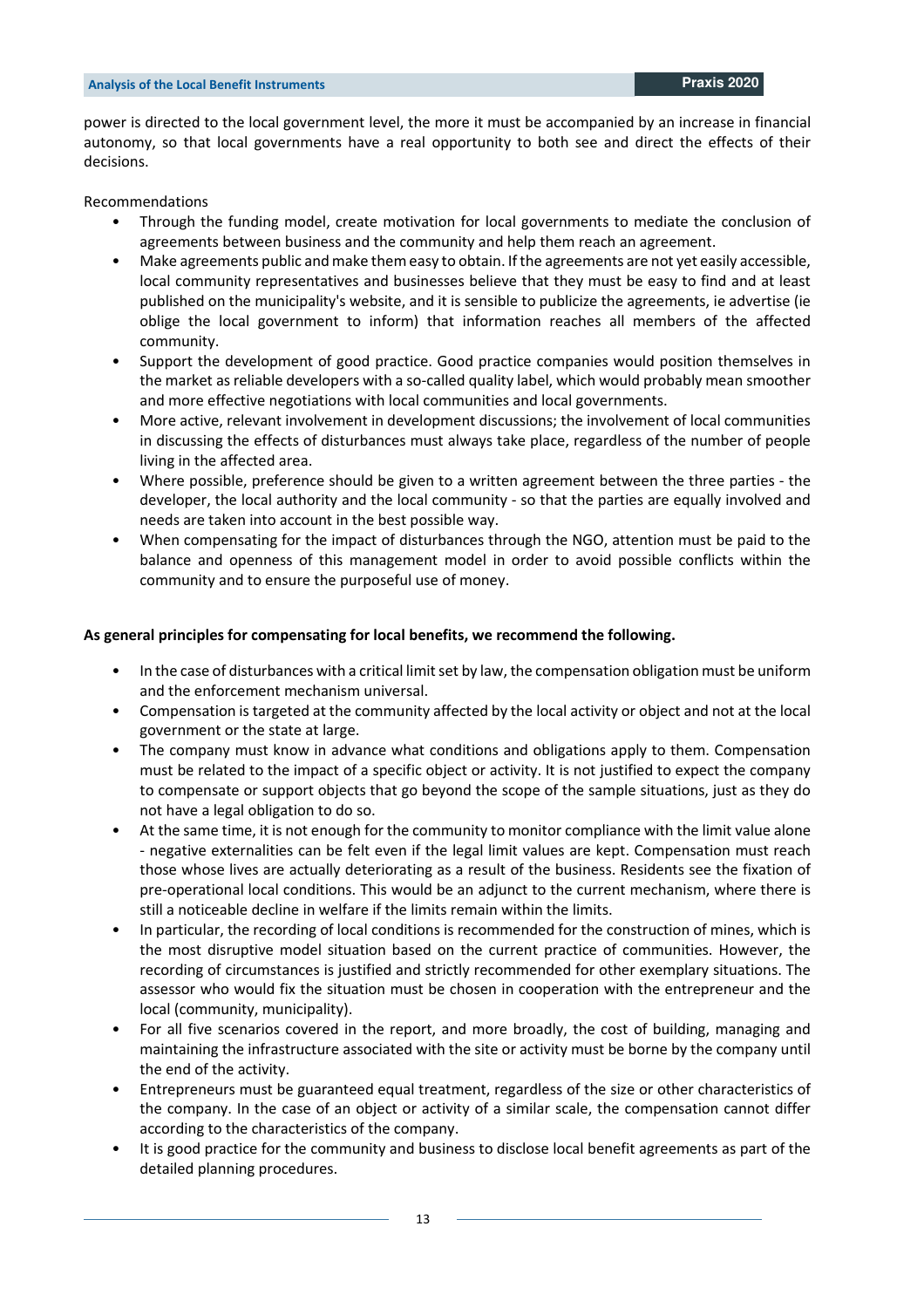power is directed to the local government level, the more it must be accompanied by an increase in financial autonomy, so that local governments have a real opportunity to both see and direct the effects of their decisions.

Recommendations

- Through the funding model, create motivation for local governments to mediate the conclusion of agreements between business and the community and help them reach an agreement.
- Make agreements public and make them easy to obtain. If the agreements are not yet easily accessible, local community representatives and businesses believe that they must be easy to find and at least published on the municipality's website, and it is sensible to publicize the agreements, ie advertise (ie oblige the local government to inform) that information reaches all members of the affected community.
- Support the development of good practice. Good practice companies would position themselves in the market as reliable developers with a so-called quality label, which would probably mean smoother and more effective negotiations with local communities and local governments.
- More active, relevant involvement in development discussions; the involvement of local communities in discussing the effects of disturbances must always take place, regardless of the number of people living in the affected area.
- Where possible, preference should be given to a written agreement between the three parties - the developer, the local authority and the local community - so that the parties are equally involved and needs are taken into account in the best possible way.
- When compensating for the impact of disturbances through the NGO, attention must be paid to the balance and openness of this management model in order to avoid possible conflicts within the community and to ensure the purposeful use of money.

**As general principles for compensating for local benefits, we recommend the following.**

- In the case of disturbances with a critical limit set by law, the compensation obligation must be uniform and the enforcement mechanism universal.
- Compensation is targeted at the community affected by the local activity or object and not at the local government or the state at large.
- The company must know in advance what conditions and obligations apply to them. Compensation must be related to the impact of a specific object or activity. It is not justified to expect the company to compensate or support objects that go beyond the scope of the sample situations, just as they do not have a legal obligation to do so.
- At the same time, it is not enough for the community to monitor compliance with the limit value alone - negative externalities can be felt even if the legal limit values are kept. Compensation must reach those whose lives are actually deteriorating as a result of the business. Residents see the fixation of pre-operational local conditions. This would be an adjunct to the current mechanism, where there is still a noticeable decline in welfare if the limits remain within the limits.
- In particular, the recording of local conditions is recommended for the construction of mines, which is the most disruptive model situation based on the current practice of communities. However, the recording of circumstances is justified and strictly recommended for other exemplary situations. The assessor who would fix the situation must be chosen in cooperation with the entrepreneur and the local (community, municipality).
- For all five scenarios covered in the report, and more broadly, the cost of building, managing and maintaining the infrastructure associated with the site or activity must be borne by the company until the end of the activity.
- Entrepreneurs must be guaranteed equal treatment, regardless of the size or other characteristics of the company. In the case of an object or activity of a similar scale, the compensation cannot differ according to the characteristics of the company.
- It is good practice for the community and business to disclose local benefit agreements as part of the detailed planning procedures.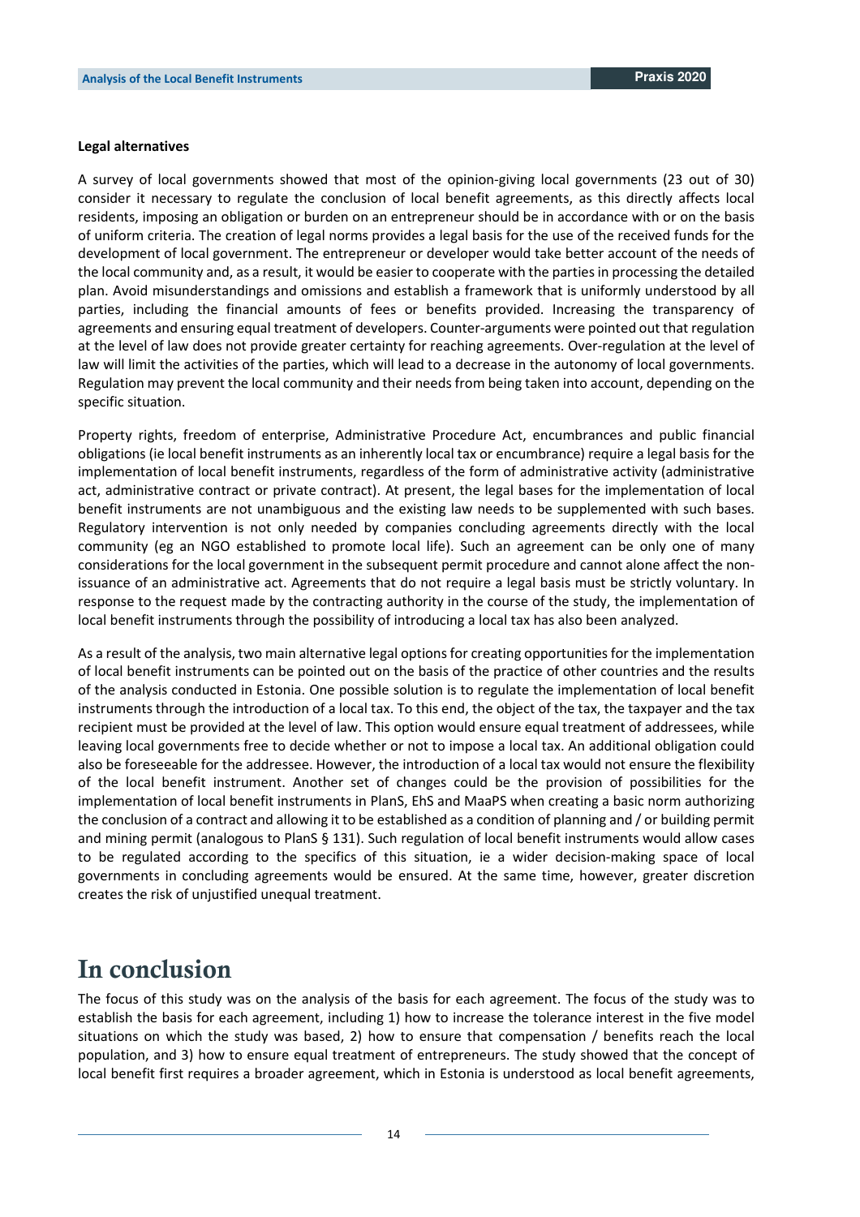**Legal alternatives**

A survey of local governments showed that most of the opinion-giving local governments (23 out of 30) consider it necessary to regulate the conclusion of local benefit agreements, as this directly affects local residents, imposing an obligation or burden on an entrepreneur should be in accordance with or on the basis of uniform criteria. The creation of legal norms provides a legal basis for the use of the received funds for the development of local government. The entrepreneur or developer would take better account of the needs of the local community and, as a result, it would be easier to cooperate with the parties in processing the detailed plan. Avoid misunderstandings and omissions and establish a framework that is uniformly understood by all parties, including the financial amounts of fees or benefits provided. Increasing the transparency of agreements and ensuring equal treatment of developers. Counter-arguments were pointed out that regulation at the level of law does not provide greater certainty for reaching agreements. Over-regulation at the level of law will limit the activities of the parties, which will lead to a decrease in the autonomy of local governments. Regulation may prevent the local community and their needs from being taken into account, depending on the specific situation.

Property rights, freedom of enterprise, Administrative Procedure Act, encumbrances and public financial obligations (ie local benefit instruments as an inherently local tax or encumbrance) require a legal basis for the implementation of local benefit instruments, regardless of the form of administrative activity (administrative act, administrative contract or private contract). At present, the legal bases for the implementation of local benefit instruments are not unambiguous and the existing law needs to be supplemented with such bases. Regulatory intervention is not only needed by companies concluding agreements directly with the local community (eg an NGO established to promote local life). Such an agreement can be only one of many considerations for the local government in the subsequent permit procedure and cannot alone affect the non-issuance of an administrative act. Agreements that do not require a legal basis must be strictly voluntary. In response to the request made by the contracting authority in the course of the study, the implementation of local benefit instruments through the possibility of introducing a local tax has also been analyzed.

As a result of the analysis, two main alternative legal options for creating opportunities for the implementation of local benefit instruments can be pointed out on the basis of the practice of other countries and the results of the analysis conducted in Estonia. One possible solution is to regulate the implementation of local benefit instruments through the introduction of a local tax. To this end, the object of the tax, the taxpayer and the tax recipient must be provided at the level of law. This option would ensure equal treatment of addressees, while leaving local governments free to decide whether or not to impose a local tax. An additional obligation could also be foreseeable for the addressee. However, the introduction of a local tax would not ensure the flexibility of the local benefit instrument. Another set of changes could be the provision of possibilities for the implementation of local benefit instruments in PlanS, EhS and MaaPS when creating a basic norm authorizing the conclusion of a contract and allowing it to be established as a condition of planning and / or building permit and mining permit (analogous to PlanS § 131). Such regulation of local benefit instruments would allow cases to be regulated according to the specifics of this situation, ie a wider decision-making space of local governments in concluding agreements would be ensured. At the same time, however, greater discretion creates the risk of unjustified unequal treatment.

# In conclusion

The focus of this study was on the analysis of the basis for each agreement. The focus of the study was to establish the basis for each agreement, including 1) how to increase the tolerance interest in the five model situations on which the study was based, 2) how to ensure that compensation / benefits reach the local population, and 3) how to ensure equal treatment of entrepreneurs. The study showed that the concept of local benefit first requires a broader agreement, which in Estonia is understood as local benefit agreements,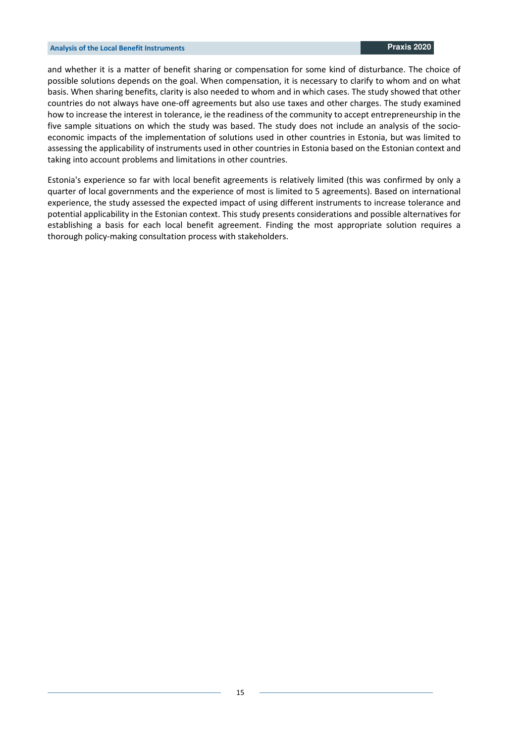and whether it is a matter of benefit sharing or compensation for some kind of disturbance. The choice of possible solutions depends on the goal. When compensation, it is necessary to clarify to whom and on what basis. When sharing benefits, clarity is also needed to whom and in which cases. The study showed that other countries do not always have one-off agreements but also use taxes and other charges. The study examined how to increase the interest in tolerance, ie the readiness of the community to accept entrepreneurship in the five sample situations on which the study was based. The study does not include an analysis of the socio-economic impacts of the implementation of solutions used in other countries in Estonia, but was limited to assessing the applicability of instruments used in other countries in Estonia based on the Estonian context and taking into account problems and limitations in other countries.

Estonia's experience so far with local benefit agreements is relatively limited (this was confirmed by only a quarter of local governments and the experience of most is limited to 5 agreements). Based on international experience, the study assessed the expected impact of using different instruments to increase tolerance and potential applicability in the Estonian context. This study presents considerations and possible alternatives for establishing a basis for each local benefit agreement. Finding the most appropriate solution requires a thorough policy-making consultation process with stakeholders.